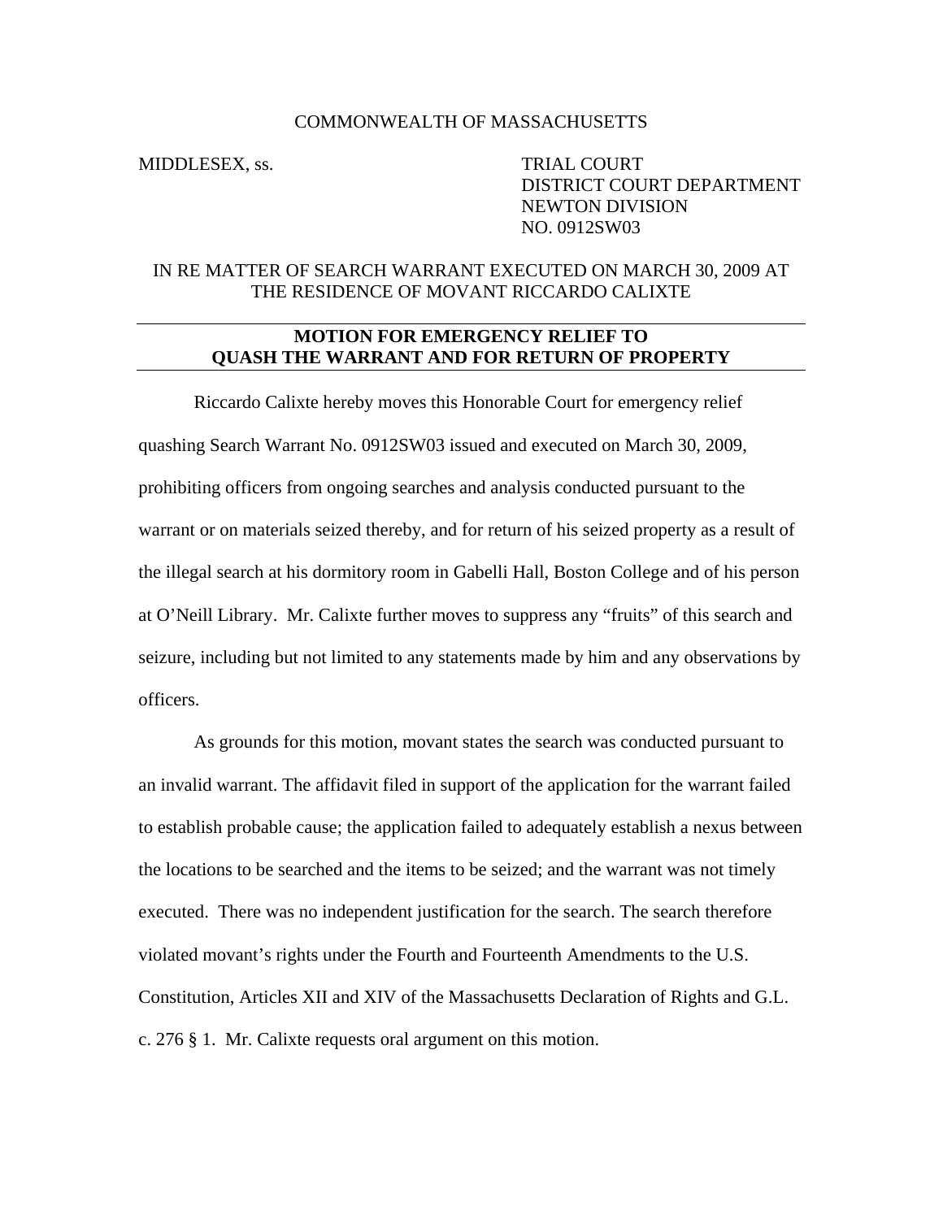COMMONWEALTH OF MASSACHUSETTS

MIDDLESEX, ss.

TRIAL COURT
DISTRICT COURT DEPARTMENT
NEWTON DIVISION
NO. 0912SW03

IN RE MATTER OF SEARCH WARRANT EXECUTED ON MARCH 30, 2009 AT THE RESIDENCE OF MOVANT RICCARDO CALIXTE

---

**MOTION FOR EMERGENCY RELIEF TO QUASH THE WARRANT AND FOR RETURN OF PROPERTY**

---

Riccardo Calixte hereby moves this Honorable Court for emergency relief quashing Search Warrant No. 0912SW03 issued and executed on March 30, 2009, prohibiting officers from ongoing searches and analysis conducted pursuant to the warrant or on materials seized thereby, and for return of his seized property as a result of the illegal search at his dormitory room in Gabelli Hall, Boston College and of his person at O'Neill Library. Mr. Calixte further moves to suppress any "fruits" of this search and seizure, including but not limited to any statements made by him and any observations by officers.

As grounds for this motion, movant states the search was conducted pursuant to an invalid warrant. The affidavit filed in support of the application for the warrant failed to establish probable cause; the application failed to adequately establish a nexus between the locations to be searched and the items to be seized; and the warrant was not timely executed. There was no independent justification for the search. The search therefore violated movant's rights under the Fourth and Fourteenth Amendments to the U.S. Constitution, Articles XII and XIV of the Massachusetts Declaration of Rights and G.L. c. 276 § 1. Mr. Calixte requests oral argument on this motion.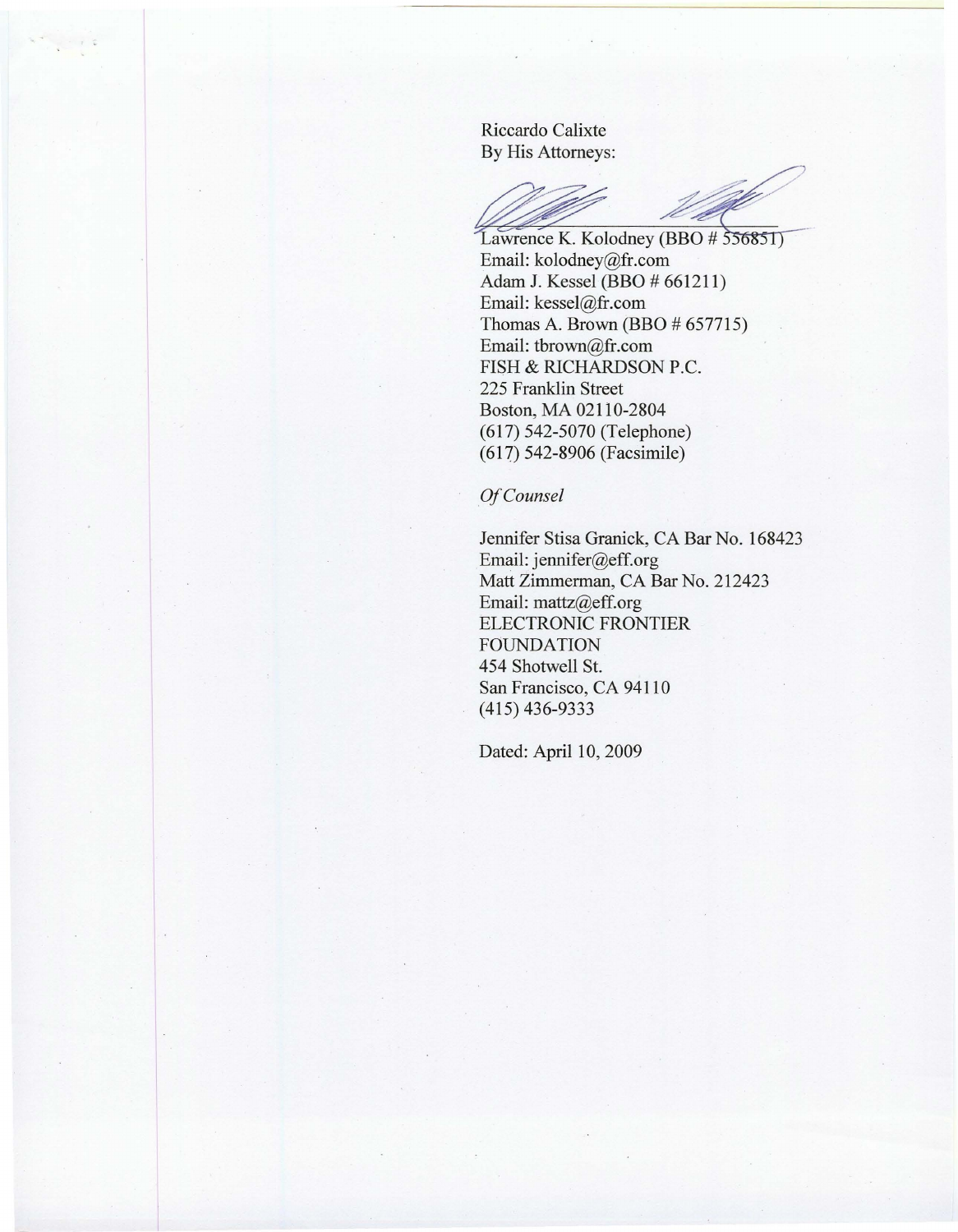Riccardo Calixte
By His Attorneys:

Lawrence K. Kolodney (BBO # 556851)
Email: kolodney@fr.com
Adam J. Kessel (BBO # 661211)
Email: kessel@fr.com
Thomas A. Brown (BBO # 657715)
Email: tbrown@fr.com
FISH & RICHARDSON P.C.
225 Franklin Street
Boston, MA 02110-2804
(617) 542-5070 (Telephone)
(617) 542-8906 (Facsimile)

*Of Counsel*

Jennifer Stisa Granick, CA Bar No. 168423
Email: jennifer@eff.org
Matt Zimmerman, CA Bar No. 212423
Email: mattz@eff.org
ELECTRONIC FRONTIER
FOUNDATION
454 Shotwell St.
San Francisco, CA 94110
(415) 436-9333

Dated: April 10, 2009